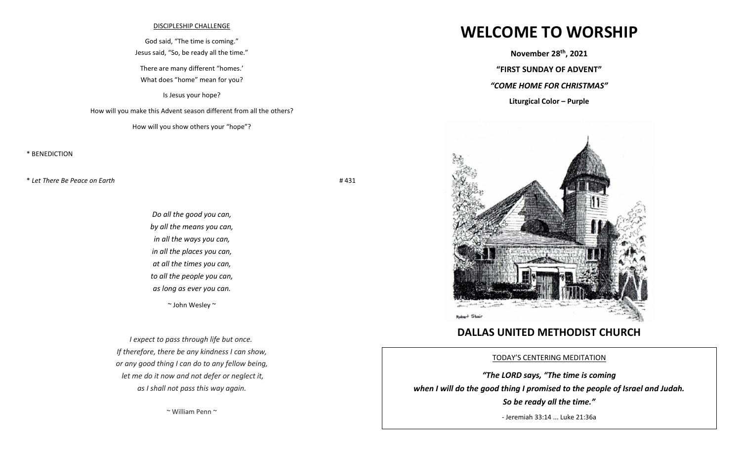DISCIPLESHIP CHALLENGE

God said, "The time is coming."

Jesus said, "So, be ready all the time."

There are many different "homes.'

What does "home" mean for you?

Is Jesus your hope?

How will you make this Advent season different from all the others?

How will you show others your "hope"?

\* BENEDICTION

\* *Let There Be Peace on Earth* # 431

*Do all the good you can,*
*by all the means you can,*
*in all the ways you can,*
*in all the places you can,*
*at all the times you can,*
*to all the people you can,*
*as long as ever you can.*

~ John Wesley ~

*I expect to pass through life but once.*
*If therefore, there be any kindness I can show,*
*or any good thing I can do to any fellow being,*
*let me do it now and not defer or neglect it,*
*as I shall not pass this way again.*

~ William Penn ~

# WELCOME TO WORSHIP

**November 28th, 2021**

**"FIRST SUNDAY OF ADVENT"**

***"COME HOME FOR CHRISTMAS"***

**Liturgical Color – Purple**

Robert Stair

## DALLAS UNITED METHODIST CHURCH

TODAY'S CENTERING MEDITATION

***"The LORD says, "The time is coming***
***when I will do the good thing I promised to the people of Israel and Judah.***
***So be ready all the time."***

- Jeremiah 33:14 ... Luke 21:36a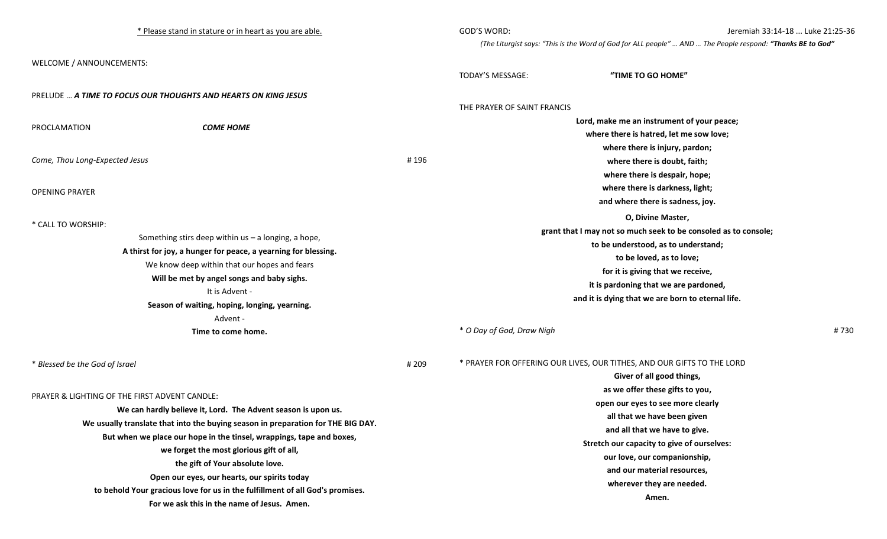<u>* Please stand in stature or in heart as you are able.</u>

WELCOME / ANNOUNCEMENTS:

PRELUDE … ***A TIME TO FOCUS OUR THOUGHTS AND HEARTS ON KING JESUS***

PROCLAMATION ***COME HOME***

*Come, Thou Long-Expected Jesus* # 196

OPENING PRAYER

\* CALL TO WORSHIP:

Something stirs deep within us – a longing, a hope,
**A thirst for joy, a hunger for peace, a yearning for blessing.**
We know deep within that our hopes and fears
**Will be met by angel songs and baby sighs.**
It is Advent -
**Season of waiting, hoping, longing, yearning.**
Advent -
**Time to come home.**

\* *Blessed be the God of Israel* # 209

PRAYER & LIGHTING OF THE FIRST ADVENT CANDLE:

**We can hardly believe it, Lord. The Advent season is upon us.**
**We usually translate that into the buying season in preparation for THE BIG DAY.**
**But when we place our hope in the tinsel, wrappings, tape and boxes,**
**we forget the most glorious gift of all,**
**the gift of Your absolute love.**
**Open our eyes, our hearts, our spirits today**
**to behold Your gracious love for us in the fulfillment of all God's promises.**
**For we ask this in the name of Jesus. Amen.**

GOD'S WORD: Jeremiah 33:14-18 ... Luke 21:25-36

*(The Liturgist says: "This is the Word of God for ALL people" … AND … The People respond:* ***"Thanks BE to God"****)*

TODAY'S MESSAGE: **"TIME TO GO HOME"**

THE PRAYER OF SAINT FRANCIS

**Lord, make me an instrument of your peace;**
**where there is hatred, let me sow love;**
**where there is injury, pardon;**
**where there is doubt, faith;**
**where there is despair, hope;**
**where there is darkness, light;**
**and where there is sadness, joy.**

**O, Divine Master,**
**grant that I may not so much seek to be consoled as to console;**
**to be understood, as to understand;**
**to be loved, as to love;**
**for it is giving that we receive,**
**it is pardoning that we are pardoned,**
**and it is dying that we are born to eternal life.**

\* *O Day of God, Draw Nigh* # 730

\* PRAYER FOR OFFERING OUR LIVES, OUR TITHES, AND OUR GIFTS TO THE LORD

**Giver of all good things,**
**as we offer these gifts to you,**
**open our eyes to see more clearly**
**all that we have been given**
**and all that we have to give.**
**Stretch our capacity to give of ourselves:**
**our love, our companionship,**
**and our material resources,**
**wherever they are needed.**
**Amen.**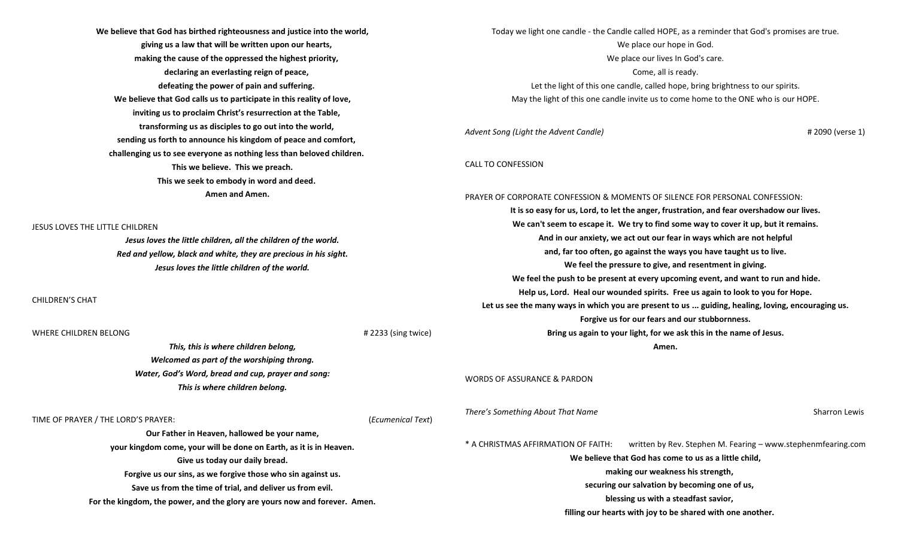**We believe that God has birthed righteousness and justice into the world,**
**giving us a law that will be written upon our hearts,**
**making the cause of the oppressed the highest priority,**
**declaring an everlasting reign of peace,**
**defeating the power of pain and suffering.**
**We believe that God calls us to participate in this reality of love,**
**inviting us to proclaim Christ's resurrection at the Table,**
**transforming us as disciples to go out into the world,**
**sending us forth to announce his kingdom of peace and comfort,**
**challenging us to see everyone as nothing less than beloved children.**
**This we believe. This we preach.**
**This we seek to embody in word and deed.**
**Amen and Amen.**

JESUS LOVES THE LITTLE CHILDREN

***Jesus loves the little children, all the children of the world.***
***Red and yellow, black and white, they are precious in his sight.***
***Jesus loves the little children of the world.***

CHILDREN'S CHAT

WHERE CHILDREN BELONG # 2233 (sing twice)

***This, this is where children belong,***
***Welcomed as part of the worshiping throng.***
***Water, God's Word, bread and cup, prayer and song:***
***This is where children belong.***

TIME OF PRAYER / THE LORD'S PRAYER: (*Ecumenical Text*)

**Our Father in Heaven, hallowed be your name,**
**your kingdom come, your will be done on Earth, as it is in Heaven.**
**Give us today our daily bread.**
**Forgive us our sins, as we forgive those who sin against us.**
**Save us from the time of trial, and deliver us from evil.**
**For the kingdom, the power, and the glory are yours now and forever. Amen.**

Today we light one candle - the Candle called HOPE, as a reminder that God's promises are true.
We place our hope in God.
We place our lives In God's care.
Come, all is ready.
Let the light of this one candle, called hope, bring brightness to our spirits.
May the light of this one candle invite us to come home to the ONE who is our HOPE.

*Advent Song (Light the Advent Candle)* # 2090 (verse 1)

CALL TO CONFESSION

PRAYER OF CORPORATE CONFESSION & MOMENTS OF SILENCE FOR PERSONAL CONFESSION:

**It is so easy for us, Lord, to let the anger, frustration, and fear overshadow our lives.**
**We can't seem to escape it. We try to find some way to cover it up, but it remains.**
**And in our anxiety, we act out our fear in ways which are not helpful**
**and, far too often, go against the ways you have taught us to live.**
**We feel the pressure to give, and resentment in giving.**
**We feel the push to be present at every upcoming event, and want to run and hide.**
**Help us, Lord. Heal our wounded spirits. Free us again to look to you for Hope.**
**Let us see the many ways in which you are present to us ... guiding, healing, loving, encouraging us.**
**Forgive us for our fears and our stubbornness.**
**Bring us again to your light, for we ask this in the name of Jesus.**
**Amen.**

WORDS OF ASSURANCE & PARDON

*There's Something About That Name* Sharron Lewis

\* A CHRISTMAS AFFIRMATION OF FAITH: written by Rev. Stephen M. Fearing – www.stephenmfearing.com

**We believe that God has come to us as a little child,**
**making our weakness his strength,**
**securing our salvation by becoming one of us,**
**blessing us with a steadfast savior,**
**filling our hearts with joy to be shared with one another.**